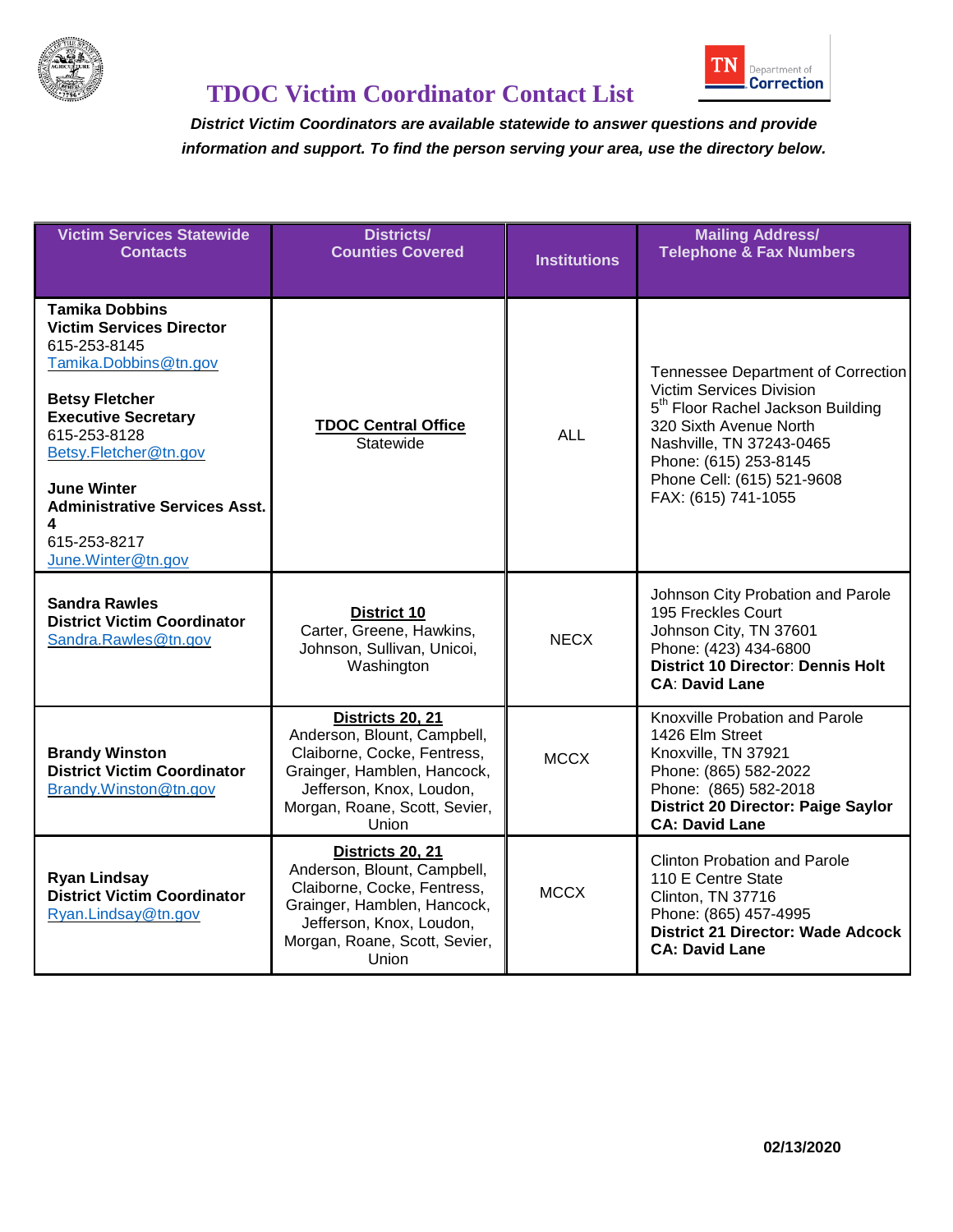# TDOC Victim Coordinator Contact List

***District Victim Coordinators are available statewide to answer questions and provide information and support. To find the person serving your area, use the directory below.***

| Victim Services Statewide Contacts | Districts/ Counties Covered | Institutions | Mailing Address/ Telephone & Fax Numbers |
|---|---|---|---|
| **Tamika Dobbins**<br>**Victim Services Director**<br>615-253-8145<br>Tamika.Dobbins@tn.gov<br><br>**Betsy Fletcher**<br>**Executive Secretary**<br>615-253-8128<br>Betsy.Fletcher@tn.gov<br><br>**June Winter**<br>**Administrative Services Asst. 4**<br>615-253-8217<br>June.Winter@tn.gov | **TDOC Central Office**<br>Statewide | ALL | Tennessee Department of Correction<br>Victim Services Division<br>5th Floor Rachel Jackson Building<br>320 Sixth Avenue North<br>Nashville, TN 37243-0465<br>Phone: (615) 253-8145<br>Phone Cell: (615) 521-9608<br>FAX: (615) 741-1055 |
| **Sandra Rawles**<br>**District Victim Coordinator**<br>Sandra.Rawles@tn.gov | **District 10**<br>Carter, Greene, Hawkins, Johnson, Sullivan, Unicoi, Washington | NECX | Johnson City Probation and Parole<br>195 Freckles Court<br>Johnson City, TN 37601<br>Phone: (423) 434-6800<br>**District 10 Director**: **Dennis Holt**<br>**CA**: **David Lane** |
| **Brandy Winston**<br>**District Victim Coordinator**<br>Brandy.Winston@tn.gov | **Districts 20, 21**<br>Anderson, Blount, Campbell, Claiborne, Cocke, Fentress, Grainger, Hamblen, Hancock, Jefferson, Knox, Loudon, Morgan, Roane, Scott, Sevier, Union | MCCX | Knoxville Probation and Parole<br>1426 Elm Street<br>Knoxville, TN 37921<br>Phone: (865) 582-2022<br>Phone: (865) 582-2018<br>**District 20 Director: Paige Saylor**<br>**CA: David Lane** |
| **Ryan Lindsay**<br>**District Victim Coordinator**<br>Ryan.Lindsay@tn.gov | **Districts 20, 21**<br>Anderson, Blount, Campbell, Claiborne, Cocke, Fentress, Grainger, Hamblen, Hancock, Jefferson, Knox, Loudon, Morgan, Roane, Scott, Sevier, Union | MCCX | Clinton Probation and Parole<br>110 E Centre State<br>Clinton, TN 37716<br>Phone: (865) 457-4995<br>**District 21 Director: Wade Adcock**<br>**CA: David Lane** |

**02/13/2020**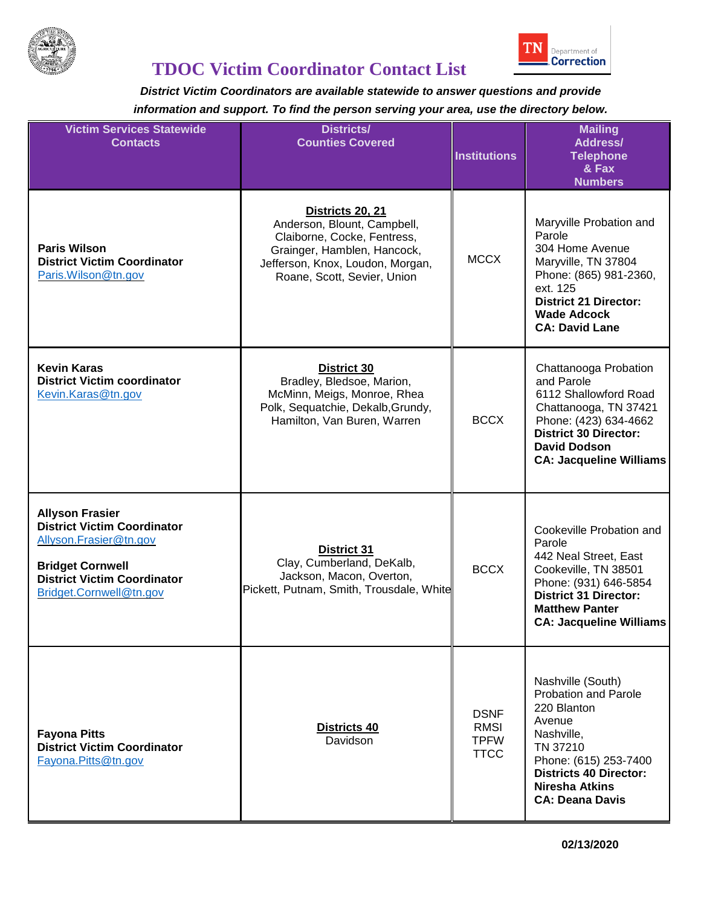# TDOC Victim Coordinator Contact List

***District Victim Coordinators are available statewide to answer questions and provide information and support. To find the person serving your area, use the directory below.***

| Victim Services Statewide Contacts | Districts/ Counties Covered | Institutions | Mailing Address/ Telephone & Fax Numbers |
|---|---|---|---|
| **Paris Wilson**<br>**District Victim Coordinator**<br>Paris.Wilson@tn.gov | **Districts 20, 21**<br>Anderson, Blount, Campbell, Claiborne, Cocke, Fentress, Grainger, Hamblen, Hancock, Jefferson, Knox, Loudon, Morgan, Roane, Scott, Sevier, Union | MCCX | Maryville Probation and Parole<br>304 Home Avenue<br>Maryville, TN 37804<br>Phone: (865) 981-2360, ext. 125<br>**District 21 Director: Wade Adcock**<br>**CA: David Lane** |
| **Kevin Karas**<br>**District Victim coordinator**<br>Kevin.Karas@tn.gov | **District 30**<br>Bradley, Bledsoe, Marion, McMinn, Meigs, Monroe, Rhea Polk, Sequatchie, Dekalb,Grundy, Hamilton, Van Buren, Warren | BCCX | Chattanooga Probation and Parole<br>6112 Shallowford Road<br>Chattanooga, TN 37421<br>Phone: (423) 634-4662<br>**District 30 Director: David Dodson**<br>**CA: Jacqueline Williams** |
| **Allyson Frasier**<br>**District Victim Coordinator**<br>Allyson.Frasier@tn.gov<br><br>**Bridget Cornwell**<br>**District Victim Coordinator**<br>Bridget.Cornwell@tn.gov | **District 31**<br>Clay, Cumberland, DeKalb, Jackson, Macon, Overton, Pickett, Putnam, Smith, Trousdale, White | BCCX | Cookeville Probation and Parole<br>442 Neal Street, East<br>Cookeville, TN 38501<br>Phone: (931) 646-5854<br>**District 31 Director: Matthew Panter**<br>**CA: Jacqueline Williams** |
| **Fayona Pitts**<br>**District Victim Coordinator**<br>Fayona.Pitts@tn.gov | **Districts 40**<br>Davidson | DSNF<br>RMSI<br>TPFW<br>TTCC | Nashville (South) Probation and Parole<br>220 Blanton Avenue<br>Nashville, TN 37210<br>Phone: (615) 253-7400<br>**Districts 40 Director: Niresha Atkins**<br>**CA: Deana Davis** |

**02/13/2020**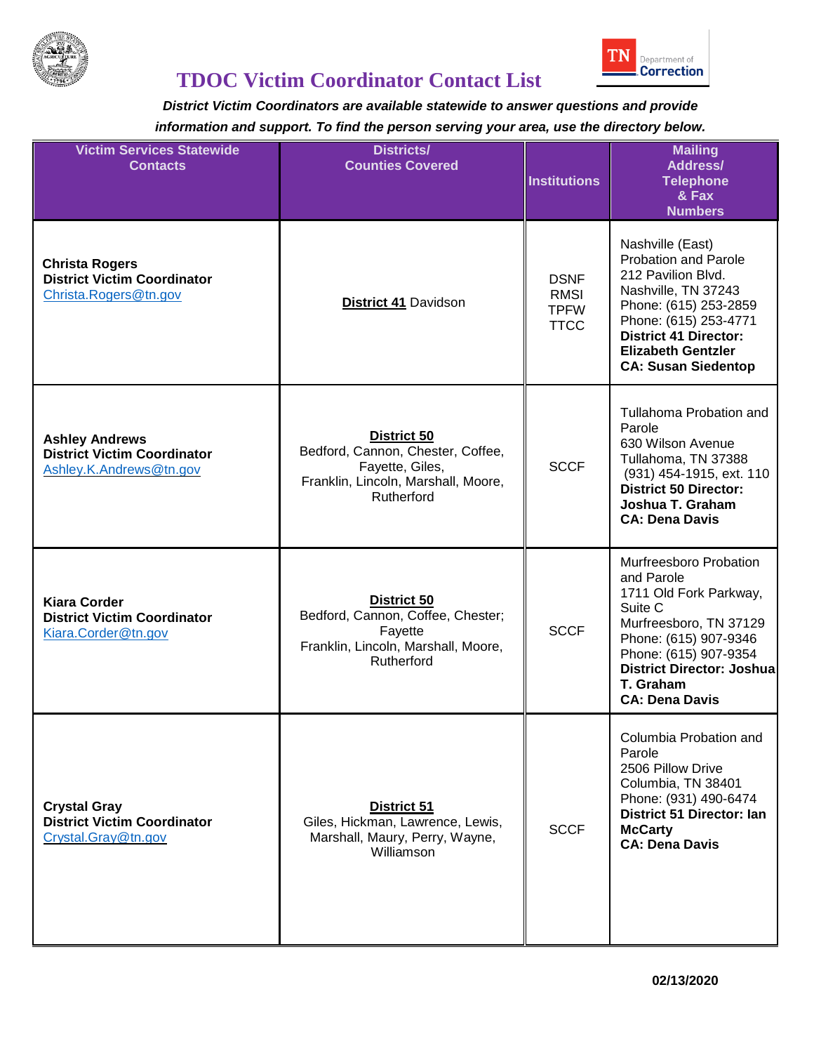# TDOC Victim Coordinator Contact List

***District Victim Coordinators are available statewide to answer questions and provide information and support. To find the person serving your area, use the directory below.***

| Victim Services Statewide Contacts | Districts/ Counties Covered | Institutions | Mailing Address/ Telephone & Fax Numbers |
|---|---|---|---|
| **Christa Rogers**<br>**District Victim Coordinator**<br>Christa.Rogers@tn.gov | **District 41** Davidson | DSNF<br>RMSI<br>TPFW<br>TTCC | Nashville (East) Probation and Parole<br>212 Pavilion Blvd.<br>Nashville, TN 37243<br>Phone: (615) 253-2859<br>Phone: (615) 253-4771<br>**District 41 Director: Elizabeth Gentzler**<br>**CA: Susan Siedentop** |
| **Ashley Andrews**<br>**District Victim Coordinator**<br>Ashley.K.Andrews@tn.gov | **District 50**<br>Bedford, Cannon, Chester, Coffee, Fayette, Giles, Franklin, Lincoln, Marshall, Moore, Rutherford | SCCF | Tullahoma Probation and Parole<br>630 Wilson Avenue<br>Tullahoma, TN 37388<br>(931) 454-1915, ext. 110<br>**District 50 Director: Joshua T. Graham**<br>**CA: Dena Davis** |
| **Kiara Corder**<br>**District Victim Coordinator**<br>Kiara.Corder@tn.gov | **District 50**<br>Bedford, Cannon, Coffee, Chester; Fayette<br>Franklin, Lincoln, Marshall, Moore, Rutherford | SCCF | Murfreesboro Probation and Parole<br>1711 Old Fork Parkway, Suite C<br>Murfreesboro, TN 37129<br>Phone: (615) 907-9346<br>Phone: (615) 907-9354<br>**District Director: Joshua T. Graham**<br>**CA: Dena Davis** |
| **Crystal Gray**<br>**District Victim Coordinator**<br>Crystal.Gray@tn.gov | **District 51**<br>Giles, Hickman, Lawrence, Lewis, Marshall, Maury, Perry, Wayne, Williamson | SCCF | Columbia Probation and Parole<br>2506 Pillow Drive<br>Columbia, TN 38401<br>Phone: (931) 490-6474<br>**District 51 Director: Ian McCarty**<br>**CA: Dena Davis** |

**02/13/2020**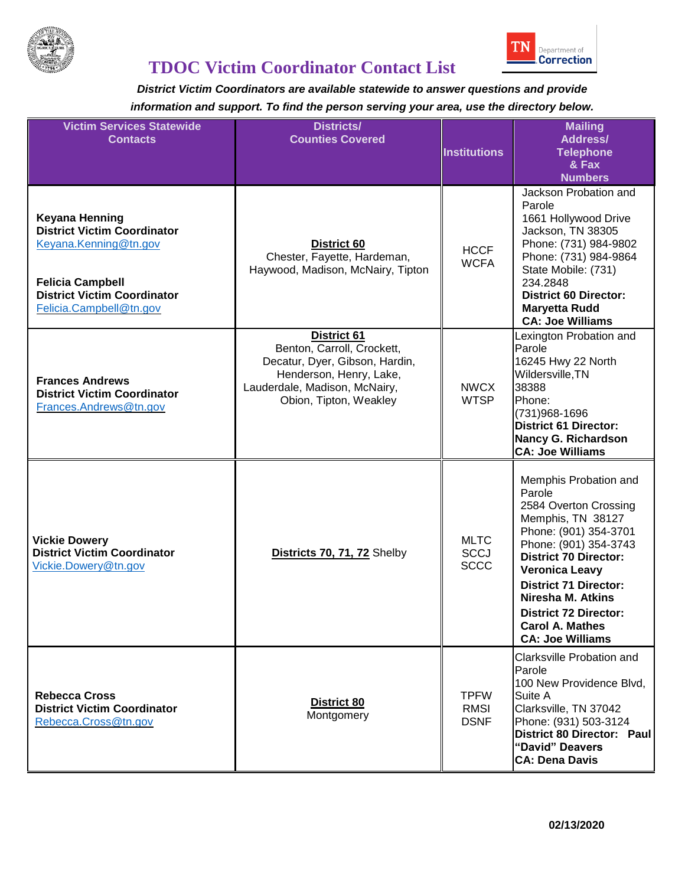# TDOC Victim Coordinator Contact List

***District Victim Coordinators are available statewide to answer questions and provide information and support. To find the person serving your area, use the directory below.***

| Victim Services Statewide Contacts | Districts/ Counties Covered | Institutions | Mailing Address/ Telephone & Fax Numbers |
|---|---|---|---|
| **Keyana Henning** <br> **District Victim Coordinator** <br> Keyana.Kenning@tn.gov <br><br> **Felicia Campbell** <br> **District Victim Coordinator** <br> Felicia.Campbell@tn.gov | **District 60** <br> Chester, Fayette, Hardeman, Haywood, Madison, McNairy, Tipton | HCCF <br> WCFA | Jackson Probation and Parole <br> 1661 Hollywood Drive <br> Jackson, TN 38305 <br> Phone: (731) 984-9802 <br> Phone: (731) 984-9864 <br> State Mobile: (731) 234.2848 <br> **District 60 Director: Maryetta Rudd** <br> **CA: Joe Williams** |
| **Frances Andrews** <br> **District Victim Coordinator** <br> Frances.Andrews@tn.gov | **District 61** <br> Benton, Carroll, Crockett, Decatur, Dyer, Gibson, Hardin, Henderson, Henry, Lake, Lauderdale, Madison, McNairy, Obion, Tipton, Weakley | NWCX <br> WTSP | Lexington Probation and Parole <br> 16245 Hwy 22 North <br> Wildersville,TN 38388 <br> Phone: (731)968-1696 <br> **District 61 Director: Nancy G. Richardson** <br> **CA: Joe Williams** |
| **Vickie Dowery** <br> **District Victim Coordinator** <br> Vickie.Dowery@tn.gov | **Districts 70, 71, 72** Shelby | MLTC <br> SCCJ <br> SCCC | Memphis Probation and Parole <br> 2584 Overton Crossing <br> Memphis, TN 38127 <br> Phone: (901) 354-3701 <br> Phone: (901) 354-3743 <br> **District 70 Director: Veronica Leavy** <br> **District 71 Director: Niresha M. Atkins** <br> **District 72 Director: Carol A. Mathes** <br> **CA: Joe Williams** |
| **Rebecca Cross** <br> **District Victim Coordinator** <br> Rebecca.Cross@tn.gov | **District 80** <br> Montgomery | TPFW <br> RMSI <br> DSNF | Clarksville Probation and Parole <br> 100 New Providence Blvd, Suite A <br> Clarksville, TN 37042 <br> Phone: (931) 503-3124 <br> **District 80 Director: Paul "David" Deavers** <br> **CA: Dena Davis** |

**02/13/2020**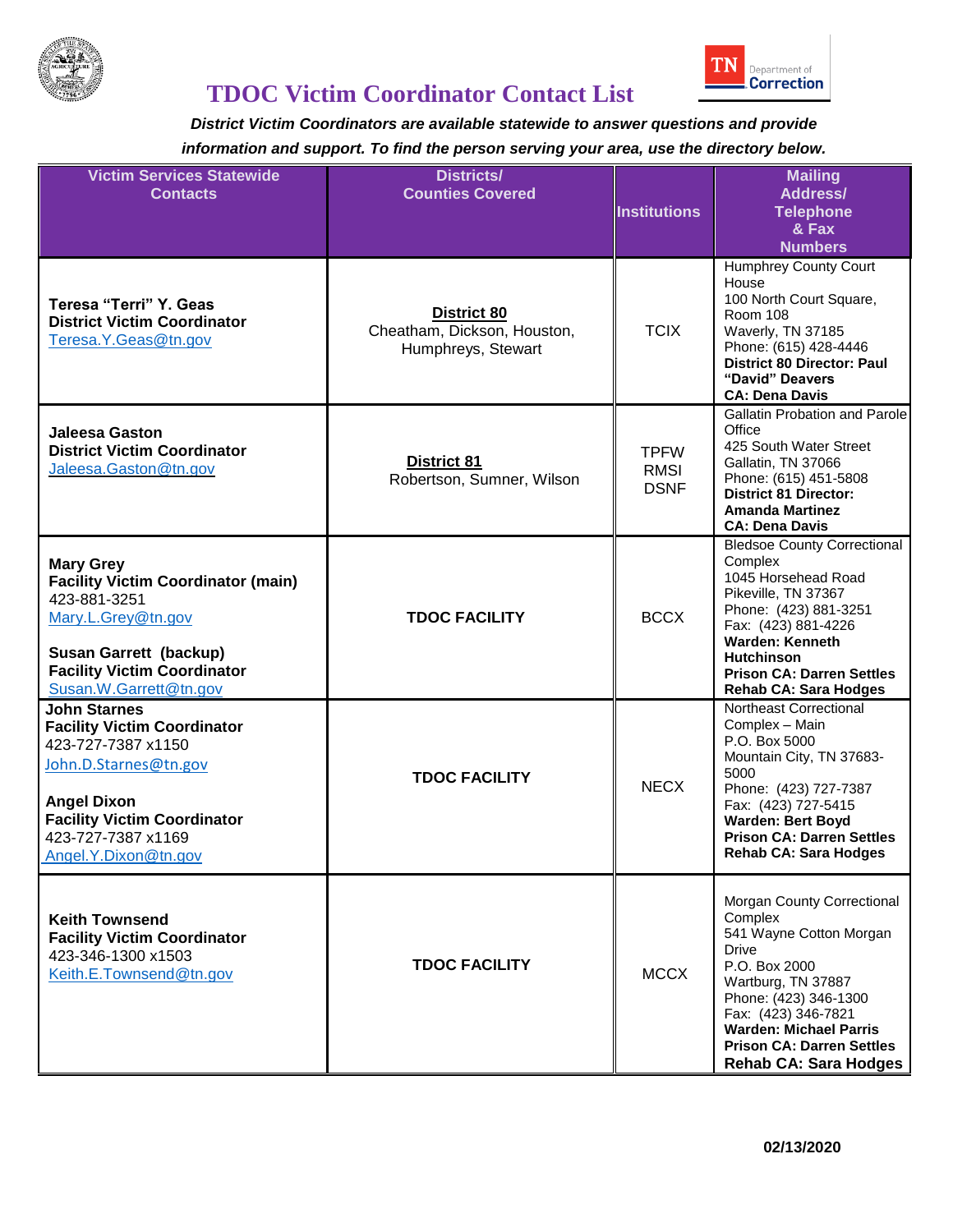# TDOC Victim Coordinator Contact List

***District Victim Coordinators are available statewide to answer questions and provide information and support. To find the person serving your area, use the directory below.***

| Victim Services Statewide Contacts | Districts/ Counties Covered | Institutions | Mailing Address/ Telephone & Fax Numbers |
|---|---|---|---|
| **Teresa "Terri" Y. Geas**<br>**District Victim Coordinator**<br>Teresa.Y.Geas@tn.gov | **District 80**<br>Cheatham, Dickson, Houston, Humphreys, Stewart | TCIX | Humphrey County Court House<br>100 North Court Square, Room 108<br>Waverly, TN 37185<br>Phone: (615) 428-4446<br>**District 80 Director: Paul "David" Deavers**<br>**CA: Dena Davis** |
| **Jaleesa Gaston**<br>**District Victim Coordinator**<br>Jaleesa.Gaston@tn.gov | **District 81**<br>Robertson, Sumner, Wilson | TPFW<br>RMSI<br>DSNF | Gallatin Probation and Parole Office<br>425 South Water Street<br>Gallatin, TN 37066<br>Phone: (615) 451-5808<br>**District 81 Director: Amanda Martinez**<br>**CA: Dena Davis** |
| **Mary Grey**<br>**Facility Victim Coordinator (main)**<br>423-881-3251<br>Mary.L.Grey@tn.gov<br><br>**Susan Garrett (backup)**<br>**Facility Victim Coordinator**<br>Susan.W.Garrett@tn.gov | **TDOC FACILITY** | BCCX | Bledsoe County Correctional Complex<br>1045 Horsehead Road<br>Pikeville, TN 37367<br>Phone: (423) 881-3251<br>Fax: (423) 881-4226<br>**Warden: Kenneth Hutchinson**<br>**Prison CA: Darren Settles**<br>**Rehab CA: Sara Hodges** |
| **John Starnes**<br>**Facility Victim Coordinator**<br>423-727-7387 x1150<br>John.D.Starnes@tn.gov<br><br>**Angel Dixon**<br>**Facility Victim Coordinator**<br>423-727-7387 x1169<br>Angel.Y.Dixon@tn.gov | **TDOC FACILITY** | NECX | Northeast Correctional Complex – Main<br>P.O. Box 5000<br>Mountain City, TN 37683-5000<br>Phone: (423) 727-7387<br>Fax: (423) 727-5415<br>**Warden: Bert Boyd**<br>**Prison CA: Darren Settles**<br>**Rehab CA: Sara Hodges** |
| **Keith Townsend**<br>**Facility Victim Coordinator**<br>423-346-1300 x1503<br>Keith.E.Townsend@tn.gov | **TDOC FACILITY** | MCCX | Morgan County Correctional Complex<br>541 Wayne Cotton Morgan Drive<br>P.O. Box 2000<br>Wartburg, TN 37887<br>Phone: (423) 346-1300<br>Fax: (423) 346-7821<br>**Warden: Michael Parris**<br>**Prison CA: Darren Settles**<br>**Rehab CA: Sara Hodges** |

**02/13/2020**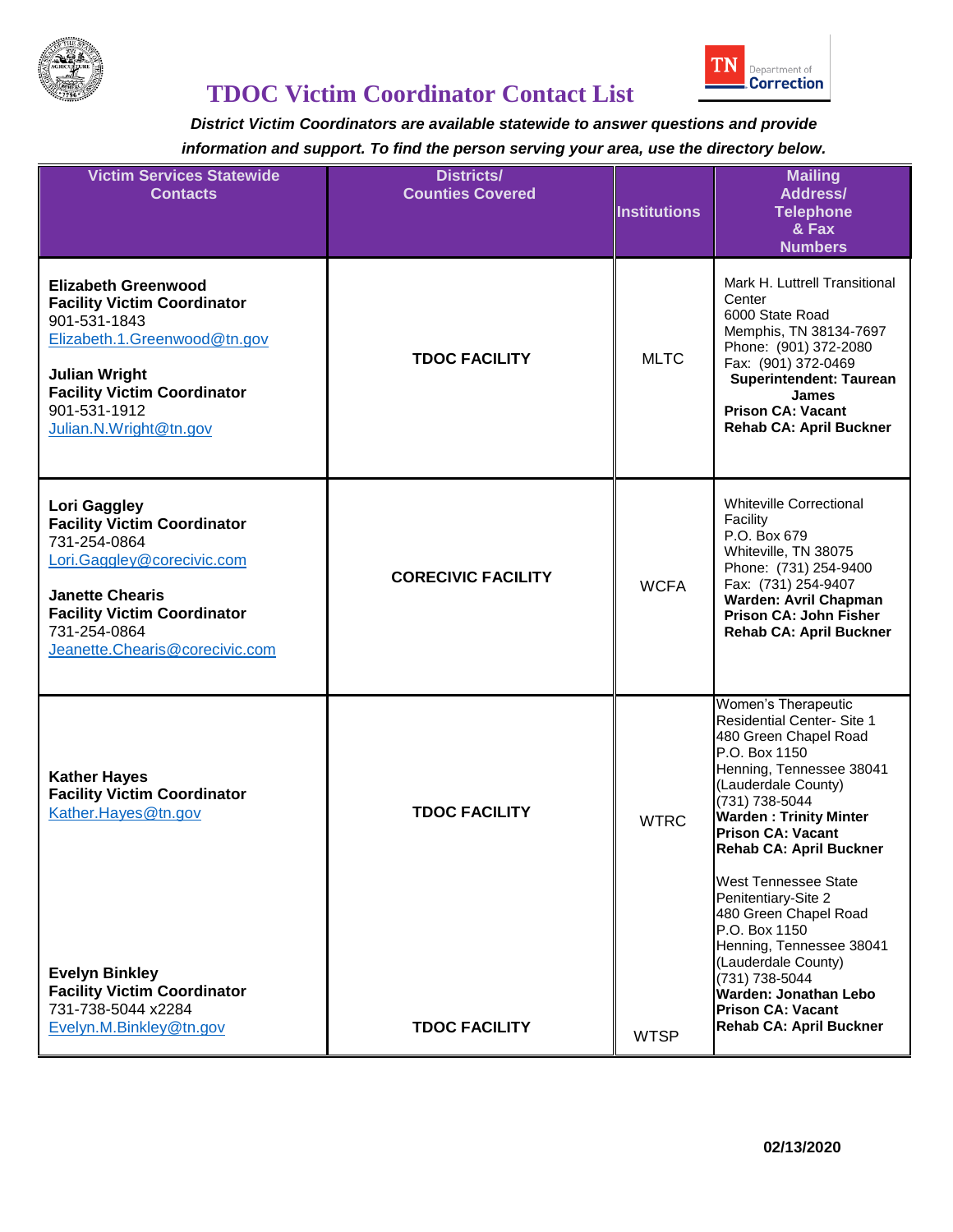# TDOC Victim Coordinator Contact List

***District Victim Coordinators are available statewide to answer questions and provide information and support. To find the person serving your area, use the directory below.***

| Victim Services Statewide Contacts | Districts/ Counties Covered | Institutions | Mailing Address/ Telephone & Fax Numbers |
|---|---|---|---|
| **Elizabeth Greenwood**<br>**Facility Victim Coordinator**<br>901-531-1843<br>Elizabeth.1.Greenwood@tn.gov<br><br>**Julian Wright**<br>**Facility Victim Coordinator**<br>901-531-1912<br>Julian.N.Wright@tn.gov | **TDOC FACILITY** | MLTC | Mark H. Luttrell Transitional Center<br>6000 State Road<br>Memphis, TN 38134-7697<br>Phone: (901) 372-2080<br>Fax: (901) 372-0469<br>**Superintendent: Taurean James**<br>**Prison CA: Vacant**<br>**Rehab CA: April Buckner** |
| **Lori Gaggley**<br>**Facility Victim Coordinator**<br>731-254-0864<br>Lori.Gaggley@corecivic.com<br><br>**Janette Chearis**<br>**Facility Victim Coordinator**<br>731-254-0864<br>Jeanette.Chearis@corecivic.com | **CORECIVIC FACILITY** | WCFA | Whiteville Correctional Facility<br>P.O. Box 679<br>Whiteville, TN 38075<br>Phone: (731) 254-9400<br>Fax: (731) 254-9407<br>**Warden: Avril Chapman**<br>**Prison CA: John Fisher**<br>**Rehab CA: April Buckner** |
| **Kather Hayes**<br>**Facility Victim Coordinator**<br>Kather.Hayes@tn.gov | **TDOC FACILITY** | WTRC | Women's Therapeutic Residential Center- Site 1<br>480 Green Chapel Road<br>P.O. Box 1150<br>Henning, Tennessee 38041<br>(Lauderdale County)<br>(731) 738-5044<br>**Warden : Trinity Minter**<br>**Prison CA: Vacant**<br>**Rehab CA: April Buckner** |
| **Evelyn Binkley**<br>**Facility Victim Coordinator**<br>731-738-5044 x2284<br>Evelyn.M.Binkley@tn.gov | **TDOC FACILITY** | WTSP | West Tennessee State Penitentiary-Site 2<br>480 Green Chapel Road<br>P.O. Box 1150<br>Henning, Tennessee 38041<br>(Lauderdale County)<br>(731) 738-5044<br>**Warden: Jonathan Lebo**<br>**Prison CA: Vacant**<br>**Rehab CA: April Buckner** |

**02/13/2020**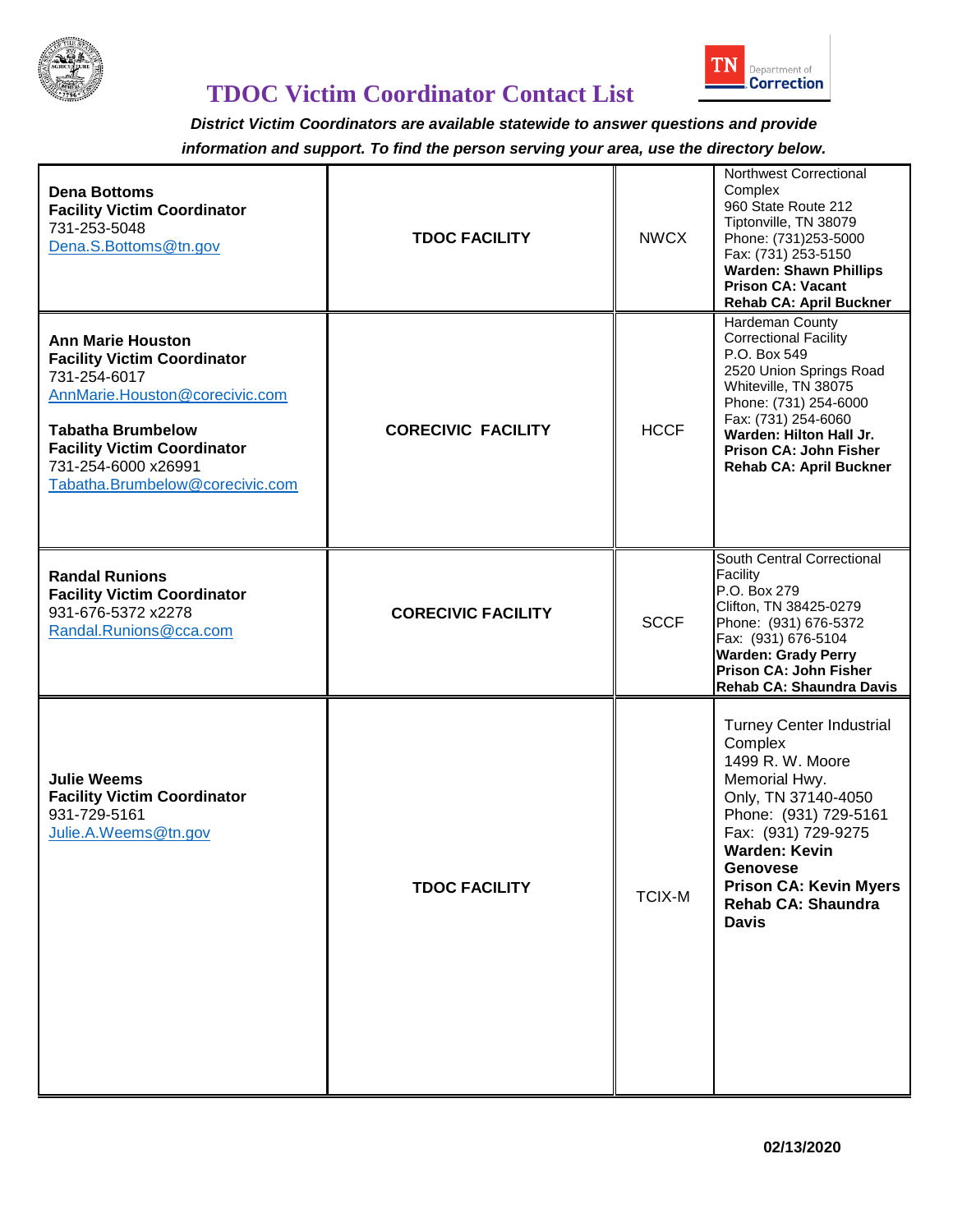# TDOC Victim Coordinator Contact List

***District Victim Coordinators are available statewide to answer questions and provide information and support. To find the person serving your area, use the directory below.***

| Coordinator | Facility Type | Code | Facility Information |
|---|---|---|---|
| **Dena Bottoms**<br>**Facility Victim Coordinator**<br>731-253-5048<br>Dena.S.Bottoms@tn.gov | **TDOC FACILITY** | NWCX | Northwest Correctional Complex<br>960 State Route 212<br>Tiptonville, TN 38079<br>Phone: (731)253-5000<br>Fax: (731) 253-5150<br>**Warden: Shawn Phillips**<br>**Prison CA: Vacant**<br>**Rehab CA: April Buckner** |
| **Ann Marie Houston**<br>**Facility Victim Coordinator**<br>731-254-6017<br>AnnMarie.Houston@corecivic.com<br><br>**Tabatha Brumbelow**<br>**Facility Victim Coordinator**<br>731-254-6000 x26991<br>Tabatha.Brumbelow@corecivic.com | **CORECIVIC FACILITY** | HCCF | Hardeman County Correctional Facility<br>P.O. Box 549<br>2520 Union Springs Road<br>Whiteville, TN 38075<br>Phone: (731) 254-6000<br>Fax: (731) 254-6060<br>**Warden: Hilton Hall Jr.**<br>**Prison CA: John Fisher**<br>**Rehab CA: April Buckner** |
| **Randal Runions**<br>**Facility Victim Coordinator**<br>931-676-5372 x2278<br>Randal.Runions@cca.com | **CORECIVIC FACILITY** | SCCF | South Central Correctional Facility<br>P.O. Box 279<br>Clifton, TN 38425-0279<br>Phone: (931) 676-5372<br>Fax: (931) 676-5104<br>**Warden: Grady Perry**<br>**Prison CA: John Fisher**<br>**Rehab CA: Shaundra Davis** |
| **Julie Weems**<br>**Facility Victim Coordinator**<br>931-729-5161<br>Julie.A.Weems@tn.gov | **TDOC FACILITY** | TCIX-M | Turney Center Industrial Complex<br>1499 R. W. Moore Memorial Hwy.<br>Only, TN 37140-4050<br>Phone: (931) 729-5161<br>Fax: (931) 729-9275<br>**Warden: Kevin Genovese**<br>**Prison CA: Kevin Myers**<br>**Rehab CA: Shaundra Davis** |

**02/13/2020**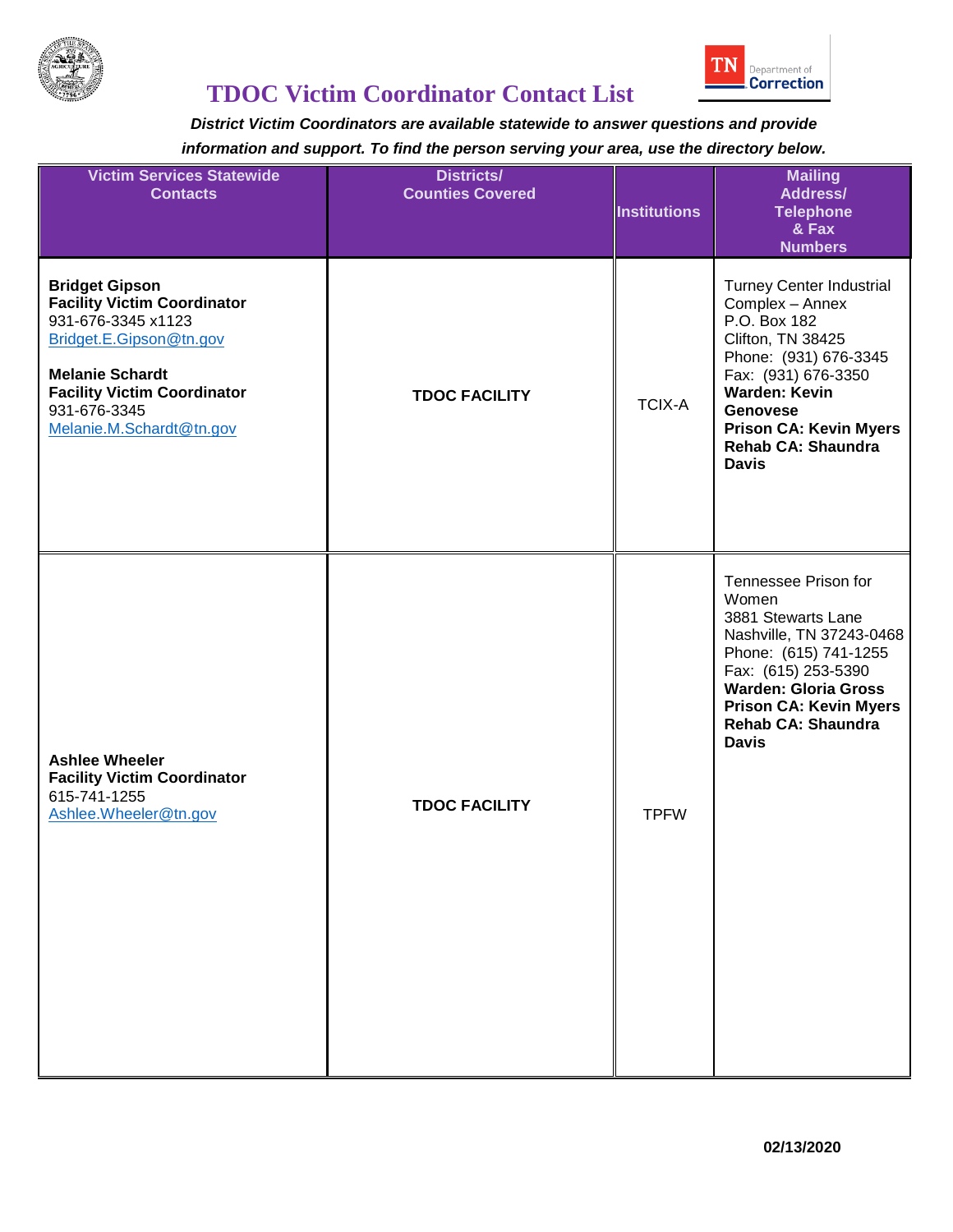# TDOC Victim Coordinator Contact List

***District Victim Coordinators are available statewide to answer questions and provide information and support. To find the person serving your area, use the directory below.***

| Victim Services Statewide Contacts | Districts/ Counties Covered | Institutions | Mailing Address/ Telephone & Fax Numbers |
|---|---|---|---|
| **Bridget Gipson**<br>**Facility Victim Coordinator**<br>931-676-3345 x1123<br>Bridget.E.Gipson@tn.gov<br><br>**Melanie Schardt**<br>**Facility Victim Coordinator**<br>931-676-3345<br>Melanie.M.Schardt@tn.gov | **TDOC FACILITY** | TCIX-A | Turney Center Industrial Complex – Annex<br>P.O. Box 182<br>Clifton, TN 38425<br>Phone: (931) 676-3345<br>Fax: (931) 676-3350<br>**Warden: Kevin Genovese**<br>**Prison CA: Kevin Myers**<br>**Rehab CA: Shaundra Davis** |
| **Ashlee Wheeler**<br>**Facility Victim Coordinator**<br>615-741-1255<br>Ashlee.Wheeler@tn.gov | **TDOC FACILITY** | TPFW | Tennessee Prison for Women<br>3881 Stewarts Lane<br>Nashville, TN 37243-0468<br>Phone: (615) 741-1255<br>Fax: (615) 253-5390<br>**Warden: Gloria Gross**<br>**Prison CA: Kevin Myers**<br>**Rehab CA: Shaundra Davis** |

**02/13/2020**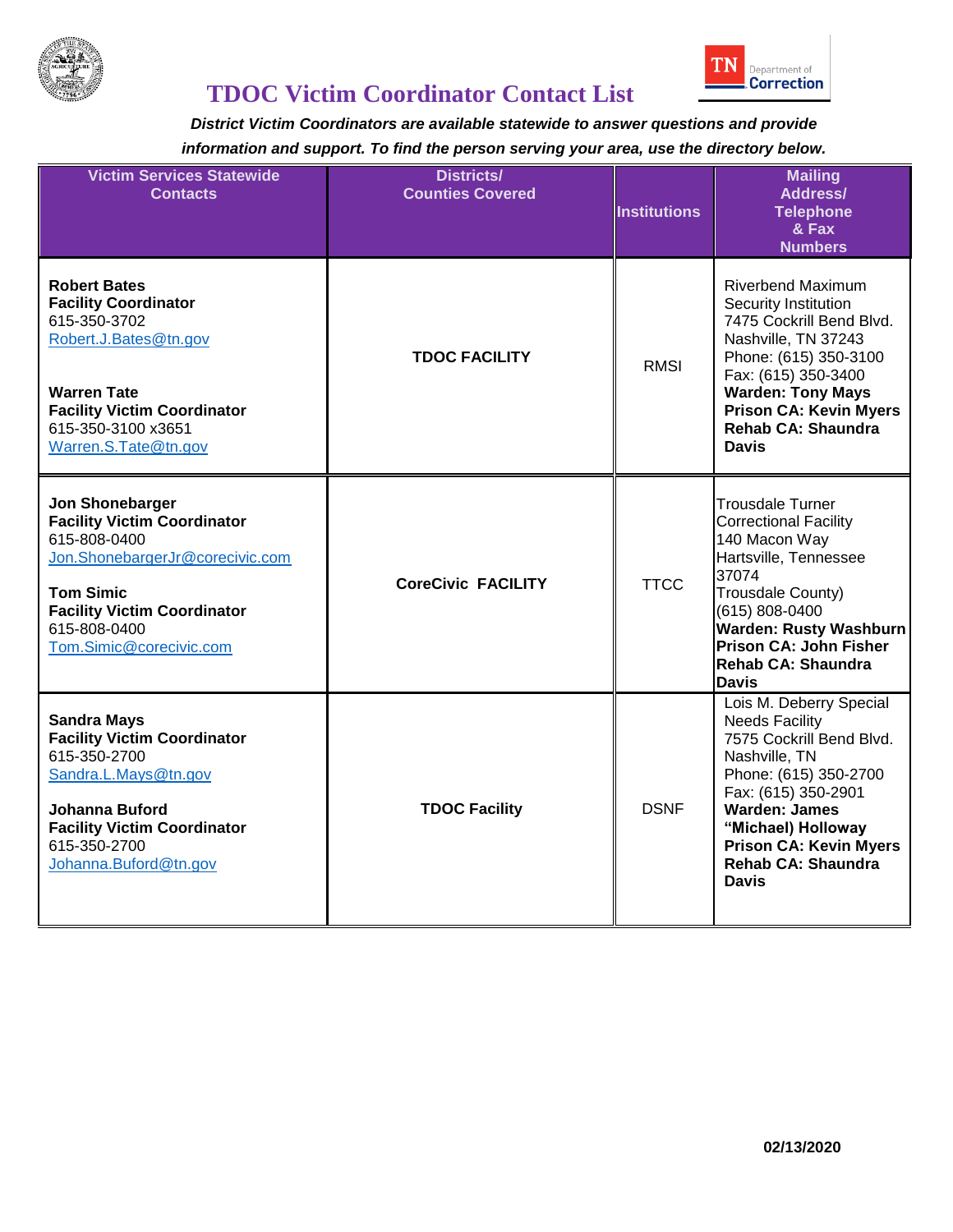# TDOC Victim Coordinator Contact List

***District Victim Coordinators are available statewide to answer questions and provide information and support. To find the person serving your area, use the directory below.***

| Victim Services Statewide Contacts | Districts/ Counties Covered | Institutions | Mailing Address/ Telephone & Fax Numbers |
|---|---|---|---|
| **Robert Bates**<br>**Facility Coordinator**<br>615-350-3702<br>Robert.J.Bates@tn.gov<br><br>**Warren Tate**<br>**Facility Victim Coordinator**<br>615-350-3100 x3651<br>Warren.S.Tate@tn.gov | **TDOC FACILITY** | RMSI | Riverbend Maximum Security Institution<br>7475 Cockrill Bend Blvd.<br>Nashville, TN 37243<br>Phone: (615) 350-3100<br>Fax: (615) 350-3400<br>**Warden: Tony Mays**<br>**Prison CA: Kevin Myers**<br>**Rehab CA: Shaundra Davis** |
| **Jon Shonebarger**<br>**Facility Victim Coordinator**<br>615-808-0400<br>Jon.ShonebargerJr@corecivic.com<br><br>**Tom Simic**<br>**Facility Victim Coordinator**<br>615-808-0400<br>Tom.Simic@corecivic.com | **CoreCivic FACILITY** | TTCC | Trousdale Turner Correctional Facility<br>140 Macon Way<br>Hartsville, Tennessee 37074<br>Trousdale County)<br>(615) 808-0400<br>**Warden: Rusty Washburn**<br>**Prison CA: John Fisher**<br>**Rehab CA: Shaundra Davis** |
| **Sandra Mays**<br>**Facility Victim Coordinator**<br>615-350-2700<br>Sandra.L.Mays@tn.gov<br><br>**Johanna Buford**<br>**Facility Victim Coordinator**<br>615-350-2700<br>Johanna.Buford@tn.gov | **TDOC Facility** | DSNF | Lois M. Deberry Special Needs Facility<br>7575 Cockrill Bend Blvd.<br>Nashville, TN<br>Phone: (615) 350-2700<br>Fax: (615) 350-2901<br>**Warden: James "Michael) Holloway**<br>**Prison CA: Kevin Myers**<br>**Rehab CA: Shaundra Davis** |

**02/13/2020**